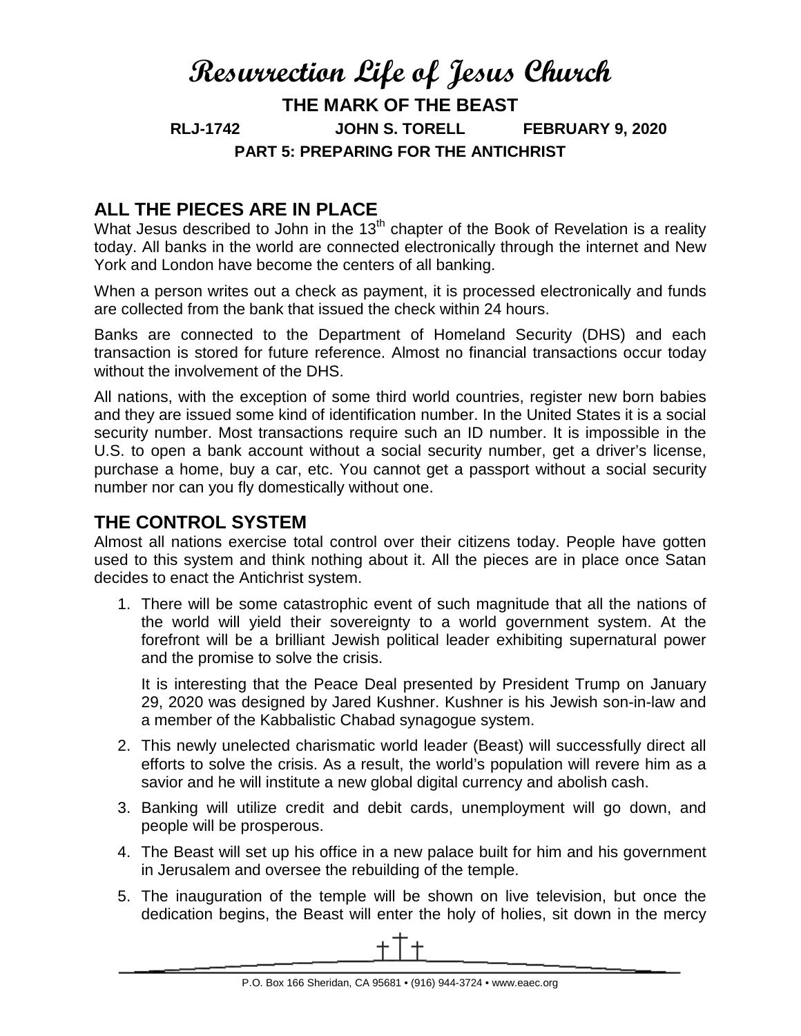# Resurrection Life of Jesus Church

## THE MARK OF THE BEAST

**RLJ-1742 JOHN S. TORELL FEBRUARY 9, 2020**

**PART 5: PREPARING FOR THE ANTICHRIST**

## ALL THE PIECES ARE IN PLACE

What Jesus described to John in the 13th chapter of the Book of Revelation is a reality today. All banks in the world are connected electronically through the internet and New York and London have become the centers of all banking.

When a person writes out a check as payment, it is processed electronically and funds are collected from the bank that issued the check within 24 hours.

Banks are connected to the Department of Homeland Security (DHS) and each transaction is stored for future reference. Almost no financial transactions occur today without the involvement of the DHS.

All nations, with the exception of some third world countries, register new born babies and they are issued some kind of identification number. In the United States it is a social security number. Most transactions require such an ID number. It is impossible in the U.S. to open a bank account without a social security number, get a driver's license, purchase a home, buy a car, etc. You cannot get a passport without a social security number nor can you fly domestically without one.

## THE CONTROL SYSTEM

Almost all nations exercise total control over their citizens today. People have gotten used to this system and think nothing about it. All the pieces are in place once Satan decides to enact the Antichrist system.

1. There will be some catastrophic event of such magnitude that all the nations of the world will yield their sovereignty to a world government system. At the forefront will be a brilliant Jewish political leader exhibiting supernatural power and the promise to solve the crisis.

   It is interesting that the Peace Deal presented by President Trump on January 29, 2020 was designed by Jared Kushner. Kushner is his Jewish son-in-law and a member of the Kabbalistic Chabad synagogue system.

2. This newly unelected charismatic world leader (Beast) will successfully direct all efforts to solve the crisis. As a result, the world's population will revere him as a savior and he will institute a new global digital currency and abolish cash.
3. Banking will utilize credit and debit cards, unemployment will go down, and people will be prosperous.
4. The Beast will set up his office in a new palace built for him and his government in Jerusalem and oversee the rebuilding of the temple.
5. The inauguration of the temple will be shown on live television, but once the dedication begins, the Beast will enter the holy of holies, sit down in the mercy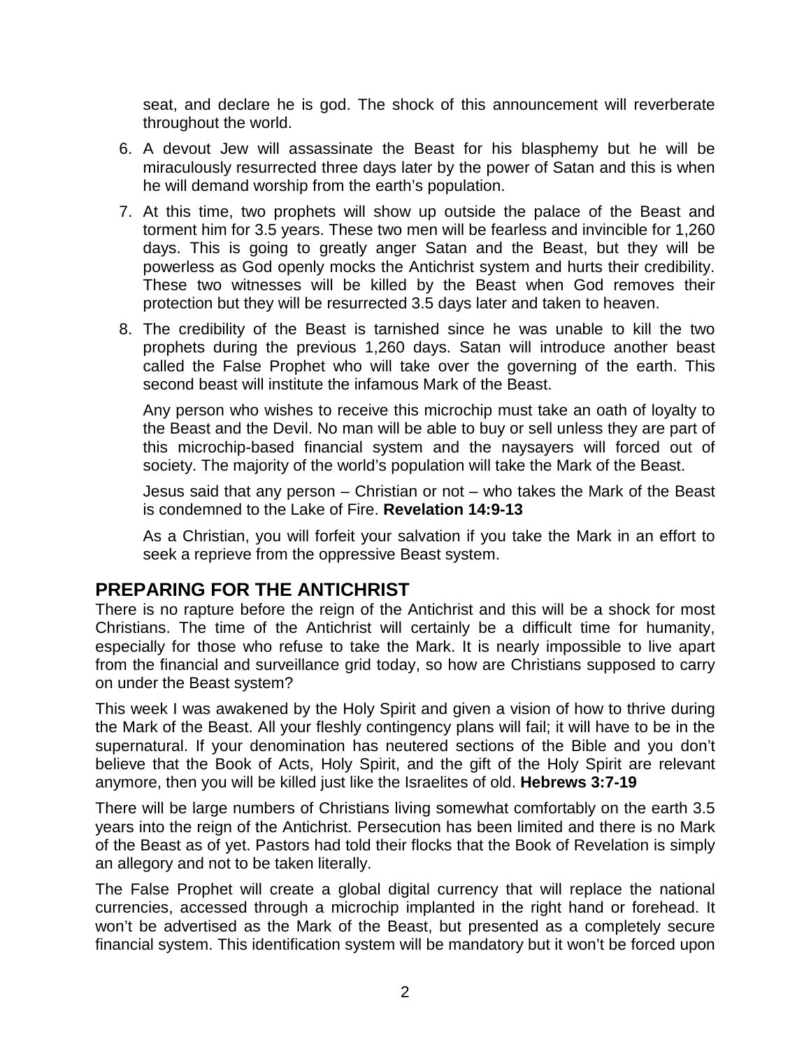seat, and declare he is god. The shock of this announcement will reverberate throughout the world.

6. A devout Jew will assassinate the Beast for his blasphemy but he will be miraculously resurrected three days later by the power of Satan and this is when he will demand worship from the earth's population.
7. At this time, two prophets will show up outside the palace of the Beast and torment him for 3.5 years. These two men will be fearless and invincible for 1,260 days. This is going to greatly anger Satan and the Beast, but they will be powerless as God openly mocks the Antichrist system and hurts their credibility. These two witnesses will be killed by the Beast when God removes their protection but they will be resurrected 3.5 days later and taken to heaven.
8. The credibility of the Beast is tarnished since he was unable to kill the two prophets during the previous 1,260 days. Satan will introduce another beast called the False Prophet who will take over the governing of the earth. This second beast will institute the infamous Mark of the Beast.

   Any person who wishes to receive this microchip must take an oath of loyalty to the Beast and the Devil. No man will be able to buy or sell unless they are part of this microchip-based financial system and the naysayers will forced out of society. The majority of the world's population will take the Mark of the Beast.

   Jesus said that any person – Christian or not – who takes the Mark of the Beast is condemned to the Lake of Fire. **Revelation 14:9-13**

   As a Christian, you will forfeit your salvation if you take the Mark in an effort to seek a reprieve from the oppressive Beast system.

## PREPARING FOR THE ANTICHRIST

There is no rapture before the reign of the Antichrist and this will be a shock for most Christians. The time of the Antichrist will certainly be a difficult time for humanity, especially for those who refuse to take the Mark. It is nearly impossible to live apart from the financial and surveillance grid today, so how are Christians supposed to carry on under the Beast system?

This week I was awakened by the Holy Spirit and given a vision of how to thrive during the Mark of the Beast. All your fleshly contingency plans will fail; it will have to be in the supernatural. If your denomination has neutered sections of the Bible and you don't believe that the Book of Acts, Holy Spirit, and the gift of the Holy Spirit are relevant anymore, then you will be killed just like the Israelites of old. **Hebrews 3:7-19**

There will be large numbers of Christians living somewhat comfortably on the earth 3.5 years into the reign of the Antichrist. Persecution has been limited and there is no Mark of the Beast as of yet. Pastors had told their flocks that the Book of Revelation is simply an allegory and not to be taken literally.

The False Prophet will create a global digital currency that will replace the national currencies, accessed through a microchip implanted in the right hand or forehead. It won't be advertised as the Mark of the Beast, but presented as a completely secure financial system. This identification system will be mandatory but it won't be forced upon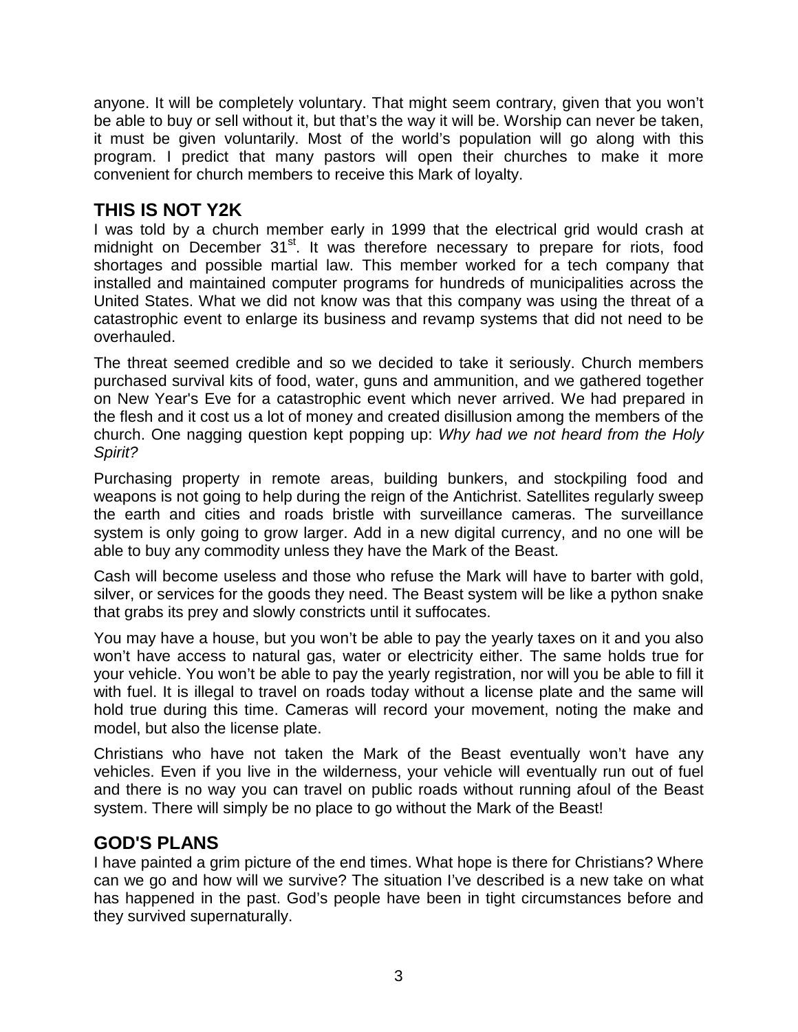anyone. It will be completely voluntary. That might seem contrary, given that you won't be able to buy or sell without it, but that's the way it will be. Worship can never be taken, it must be given voluntarily. Most of the world's population will go along with this program. I predict that many pastors will open their churches to make it more convenient for church members to receive this Mark of loyalty.

## THIS IS NOT Y2K

I was told by a church member early in 1999 that the electrical grid would crash at midnight on December 31st. It was therefore necessary to prepare for riots, food shortages and possible martial law. This member worked for a tech company that installed and maintained computer programs for hundreds of municipalities across the United States. What we did not know was that this company was using the threat of a catastrophic event to enlarge its business and revamp systems that did not need to be overhauled.

The threat seemed credible and so we decided to take it seriously. Church members purchased survival kits of food, water, guns and ammunition, and we gathered together on New Year's Eve for a catastrophic event which never arrived. We had prepared in the flesh and it cost us a lot of money and created disillusion among the members of the church. One nagging question kept popping up: *Why had we not heard from the Holy Spirit?*

Purchasing property in remote areas, building bunkers, and stockpiling food and weapons is not going to help during the reign of the Antichrist. Satellites regularly sweep the earth and cities and roads bristle with surveillance cameras. The surveillance system is only going to grow larger. Add in a new digital currency, and no one will be able to buy any commodity unless they have the Mark of the Beast.

Cash will become useless and those who refuse the Mark will have to barter with gold, silver, or services for the goods they need. The Beast system will be like a python snake that grabs its prey and slowly constricts until it suffocates.

You may have a house, but you won't be able to pay the yearly taxes on it and you also won't have access to natural gas, water or electricity either. The same holds true for your vehicle. You won't be able to pay the yearly registration, nor will you be able to fill it with fuel. It is illegal to travel on roads today without a license plate and the same will hold true during this time. Cameras will record your movement, noting the make and model, but also the license plate.

Christians who have not taken the Mark of the Beast eventually won't have any vehicles. Even if you live in the wilderness, your vehicle will eventually run out of fuel and there is no way you can travel on public roads without running afoul of the Beast system. There will simply be no place to go without the Mark of the Beast!

## GOD'S PLANS

I have painted a grim picture of the end times. What hope is there for Christians? Where can we go and how will we survive? The situation I've described is a new take on what has happened in the past. God's people have been in tight circumstances before and they survived supernaturally.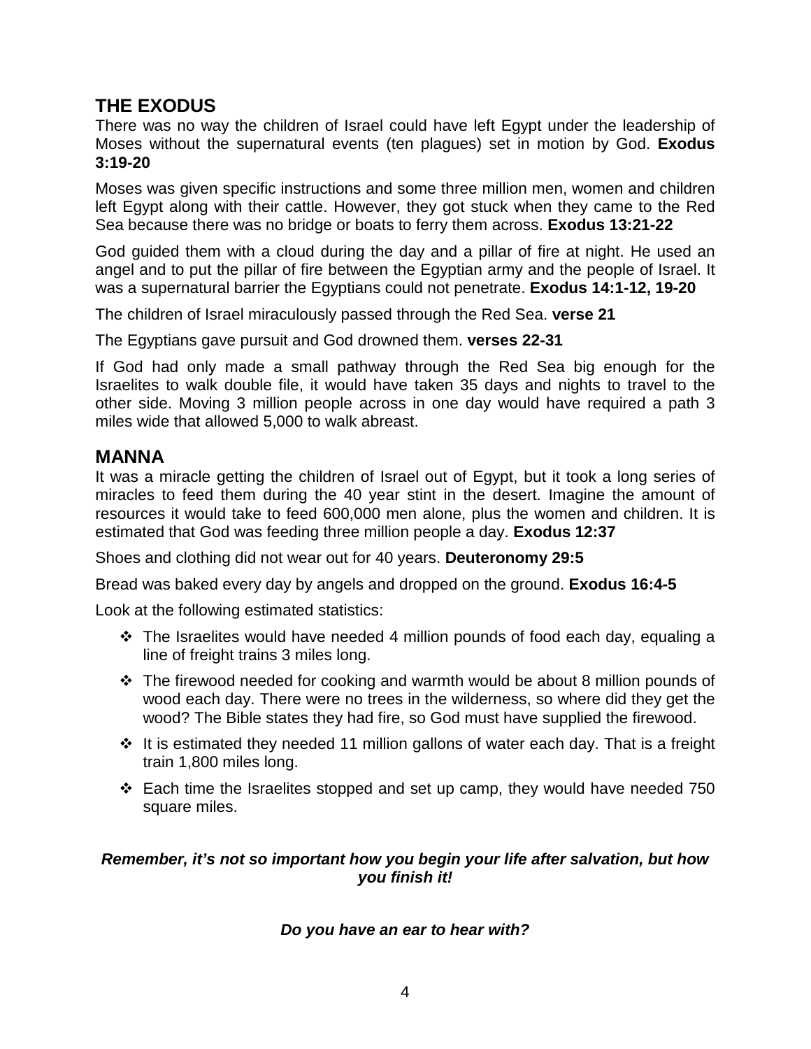## THE EXODUS

There was no way the children of Israel could have left Egypt under the leadership of Moses without the supernatural events (ten plagues) set in motion by God. **Exodus 3:19-20**

Moses was given specific instructions and some three million men, women and children left Egypt along with their cattle. However, they got stuck when they came to the Red Sea because there was no bridge or boats to ferry them across. **Exodus 13:21-22**

God guided them with a cloud during the day and a pillar of fire at night. He used an angel and to put the pillar of fire between the Egyptian army and the people of Israel. It was a supernatural barrier the Egyptians could not penetrate. **Exodus 14:1-12, 19-20**

The children of Israel miraculously passed through the Red Sea. **verse 21**

The Egyptians gave pursuit and God drowned them. **verses 22-31**

If God had only made a small pathway through the Red Sea big enough for the Israelites to walk double file, it would have taken 35 days and nights to travel to the other side. Moving 3 million people across in one day would have required a path 3 miles wide that allowed 5,000 to walk abreast.

## MANNA

It was a miracle getting the children of Israel out of Egypt, but it took a long series of miracles to feed them during the 40 year stint in the desert. Imagine the amount of resources it would take to feed 600,000 men alone, plus the women and children. It is estimated that God was feeding three million people a day. **Exodus 12:37**

Shoes and clothing did not wear out for 40 years. **Deuteronomy 29:5**

Bread was baked every day by angels and dropped on the ground. **Exodus 16:4-5**

Look at the following estimated statistics:

- ❖ The Israelites would have needed 4 million pounds of food each day, equaling a line of freight trains 3 miles long.
- ❖ The firewood needed for cooking and warmth would be about 8 million pounds of wood each day. There were no trees in the wilderness, so where did they get the wood? The Bible states they had fire, so God must have supplied the firewood.
- ❖ It is estimated they needed 11 million gallons of water each day. That is a freight train 1,800 miles long.
- ❖ Each time the Israelites stopped and set up camp, they would have needed 750 square miles.

***Remember, it's not so important how you begin your life after salvation, but how you finish it!***

***Do you have an ear to hear with?***